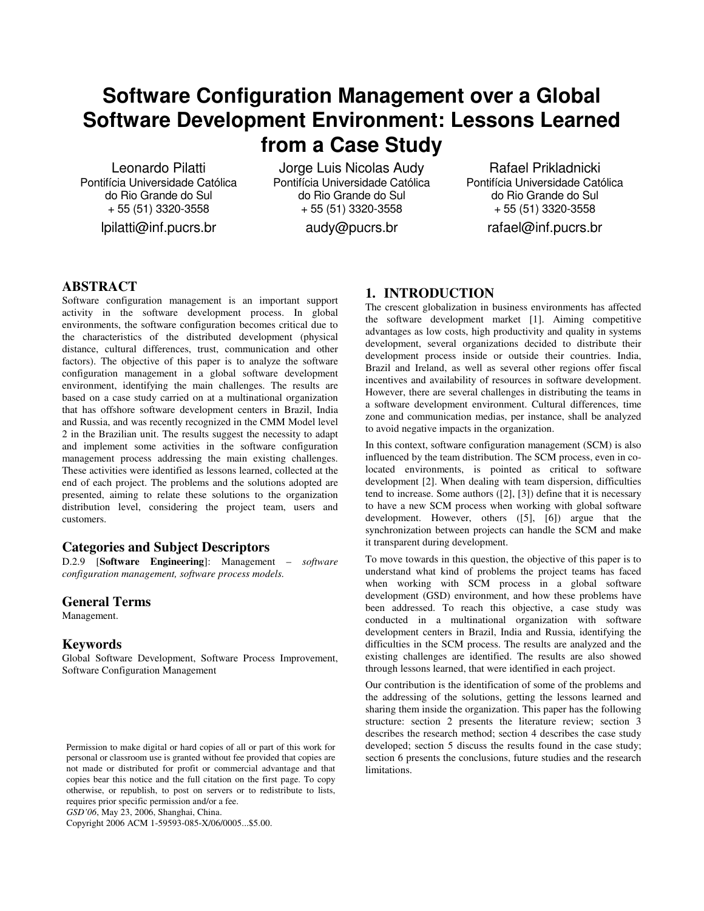# Software Configuration Management over a Global Software Development Environment: Lessons Learned from a Case Study

Leonardo Pilatti
Pontifícia Universidade Católica do Rio Grande do Sul
+ 55 (51) 3320-3558
lpilatti@inf.pucrs.br

Jorge Luis Nicolas Audy
Pontifícia Universidade Católica do Rio Grande do Sul
+ 55 (51) 3320-3558
audy@pucrs.br

Rafael Prikladnicki
Pontifícia Universidade Católica do Rio Grande do Sul
+ 55 (51) 3320-3558
rafael@inf.pucrs.br

## ABSTRACT

Software configuration management is an important support activity in the software development process. In global environments, the software configuration becomes critical due to the characteristics of the distributed development (physical distance, cultural differences, trust, communication and other factors). The objective of this paper is to analyze the software configuration management in a global software development environment, identifying the main challenges. The results are based on a case study carried on at a multinational organization that has offshore software development centers in Brazil, India and Russia, and was recently recognized in the CMM Model level 2 in the Brazilian unit. The results suggest the necessity to adapt and implement some activities in the software configuration management process addressing the main existing challenges. These activities were identified as lessons learned, collected at the end of each project. The problems and the solutions adopted are presented, aiming to relate these solutions to the organization distribution level, considering the project team, users and customers.

### Categories and Subject Descriptors

D.2.9 [**Software Engineering**]: Management – *software configuration management, software process models.*

### General Terms

Management.

### Keywords

Global Software Development, Software Process Improvement, Software Configuration Management

Permission to make digital or hard copies of all or part of this work for personal or classroom use is granted without fee provided that copies are not made or distributed for profit or commercial advantage and that copies bear this notice and the full citation on the first page. To copy otherwise, or republish, to post on servers or to redistribute to lists, requires prior specific permission and/or a fee.
*GSD'06*, May 23, 2006, Shanghai, China.
Copyright 2006 ACM 1-59593-085-X/06/0005...$5.00.

## 1. INTRODUCTION

The crescent globalization in business environments has affected the software development market [1]. Aiming competitive advantages as low costs, high productivity and quality in systems development, several organizations decided to distribute their development process inside or outside their countries. India, Brazil and Ireland, as well as several other regions offer fiscal incentives and availability of resources in software development. However, there are several challenges in distributing the teams in a software development environment. Cultural differences, time zone and communication medias, per instance, shall be analyzed to avoid negative impacts in the organization.

In this context, software configuration management (SCM) is also influenced by the team distribution. The SCM process, even in co-located environments, is pointed as critical to software development [2]. When dealing with team dispersion, difficulties tend to increase. Some authors ([2], [3]) define that it is necessary to have a new SCM process when working with global software development. However, others ([5], [6]) argue that the synchronization between projects can handle the SCM and make it transparent during development.

To move towards in this question, the objective of this paper is to understand what kind of problems the project teams has faced when working with SCM process in a global software development (GSD) environment, and how these problems have been addressed. To reach this objective, a case study was conducted in a multinational organization with software development centers in Brazil, India and Russia, identifying the difficulties in the SCM process. The results are analyzed and the existing challenges are identified. The results are also showed through lessons learned, that were identified in each project.

Our contribution is the identification of some of the problems and the addressing of the solutions, getting the lessons learned and sharing them inside the organization. This paper has the following structure: section 2 presents the literature review; section 3 describes the research method; section 4 describes the case study developed; section 5 discuss the results found in the case study; section 6 presents the conclusions, future studies and the research limitations.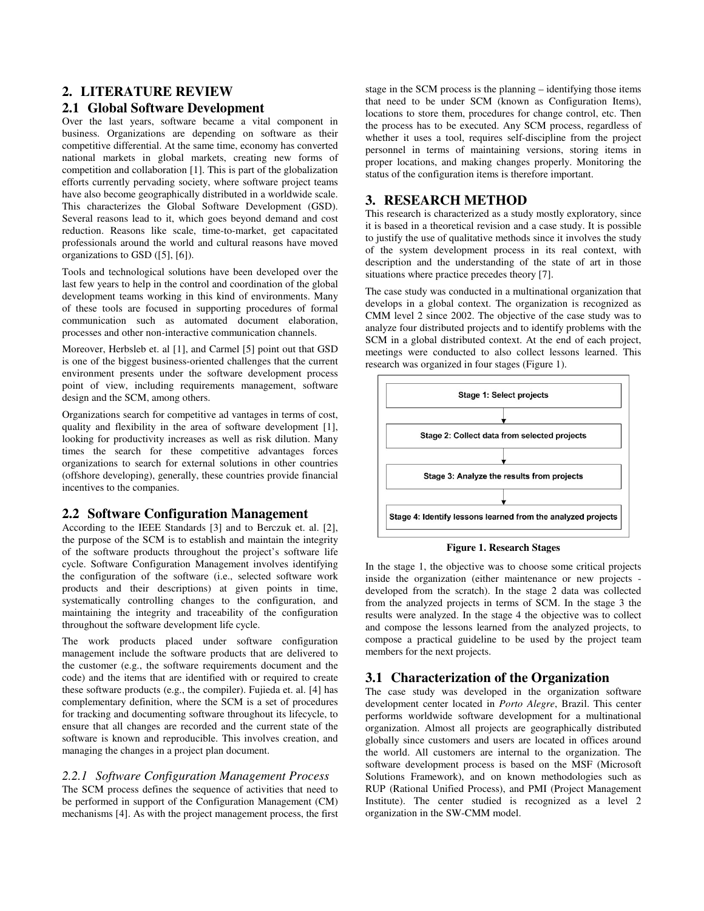## 2. LITERATURE REVIEW

### 2.1 Global Software Development

Over the last years, software became a vital component in business. Organizations are depending on software as their competitive differential. At the same time, economy has converted national markets in global markets, creating new forms of competition and collaboration [1]. This is part of the globalization efforts currently pervading society, where software project teams have also become geographically distributed in a worldwide scale. This characterizes the Global Software Development (GSD). Several reasons lead to it, which goes beyond demand and cost reduction. Reasons like scale, time-to-market, get capacitated professionals around the world and cultural reasons have moved organizations to GSD ([5], [6]).

Tools and technological solutions have been developed over the last few years to help in the control and coordination of the global development teams working in this kind of environments. Many of these tools are focused in supporting procedures of formal communication such as automated document elaboration, processes and other non-interactive communication channels.

Moreover, Herbsleb et. al [1], and Carmel [5] point out that GSD is one of the biggest business-oriented challenges that the current environment presents under the software development process point of view, including requirements management, software design and the SCM, among others.

Organizations search for competitive ad vantages in terms of cost, quality and flexibility in the area of software development [1], looking for productivity increases as well as risk dilution. Many times the search for these competitive advantages forces organizations to search for external solutions in other countries (offshore developing), generally, these countries provide financial incentives to the companies.

### 2.2 Software Configuration Management

According to the IEEE Standards [3] and to Berczuk et. al. [2], the purpose of the SCM is to establish and maintain the integrity of the software products throughout the project's software life cycle. Software Configuration Management involves identifying the configuration of the software (i.e., selected software work products and their descriptions) at given points in time, systematically controlling changes to the configuration, and maintaining the integrity and traceability of the configuration throughout the software development life cycle.

The work products placed under software configuration management include the software products that are delivered to the customer (e.g., the software requirements document and the code) and the items that are identified with or required to create these software products (e.g., the compiler). Fujieda et. al. [4] has complementary definition, where the SCM is a set of procedures for tracking and documenting software throughout its lifecycle, to ensure that all changes are recorded and the current state of the software is known and reproducible. This involves creation, and managing the changes in a project plan document.

#### *2.2.1 Software Configuration Management Process*

The SCM process defines the sequence of activities that need to be performed in support of the Configuration Management (CM) mechanisms [4]. As with the project management process, the first stage in the SCM process is the planning – identifying those items that need to be under SCM (known as Configuration Items), locations to store them, procedures for change control, etc. Then the process has to be executed. Any SCM process, regardless of whether it uses a tool, requires self-discipline from the project personnel in terms of maintaining versions, storing items in proper locations, and making changes properly. Monitoring the status of the configuration items is therefore important.

## 3. RESEARCH METHOD

This research is characterized as a study mostly exploratory, since it is based in a theoretical revision and a case study. It is possible to justify the use of qualitative methods since it involves the study of the system development process in its real context, with description and the understanding of the state of art in those situations where practice precedes theory [7].

The case study was conducted in a multinational organization that develops in a global context. The organization is recognized as CMM level 2 since 2002. The objective of the case study was to analyze four distributed projects and to identify problems with the SCM in a global distributed context. At the end of each project, meetings were conducted to also collect lessons learned. This research was organized in four stages (Figure 1).

Stage 1: Select projects
↓
Stage 2: Collect data from selected projects
↓
Stage 3: Analyze the results from projects
↓
Stage 4: Identify lessons learned from the analyzed projects

**Figure 1. Research Stages**

In the stage 1, the objective was to choose some critical projects inside the organization (either maintenance or new projects - developed from the scratch). In the stage 2 data was collected from the analyzed projects in terms of SCM. In the stage 3 the results were analyzed. In the stage 4 the objective was to collect and compose the lessons learned from the analyzed projects, to compose a practical guideline to be used by the project team members for the next projects.

### 3.1 Characterization of the Organization

The case study was developed in the organization software development center located in *Porto Alegre*, Brazil. This center performs worldwide software development for a multinational organization. Almost all projects are geographically distributed globally since customers and users are located in offices around the world. All customers are internal to the organization. The software development process is based on the MSF (Microsoft Solutions Framework), and on known methodologies such as RUP (Rational Unified Process), and PMI (Project Management Institute). The center studied is recognized as a level 2 organization in the SW-CMM model.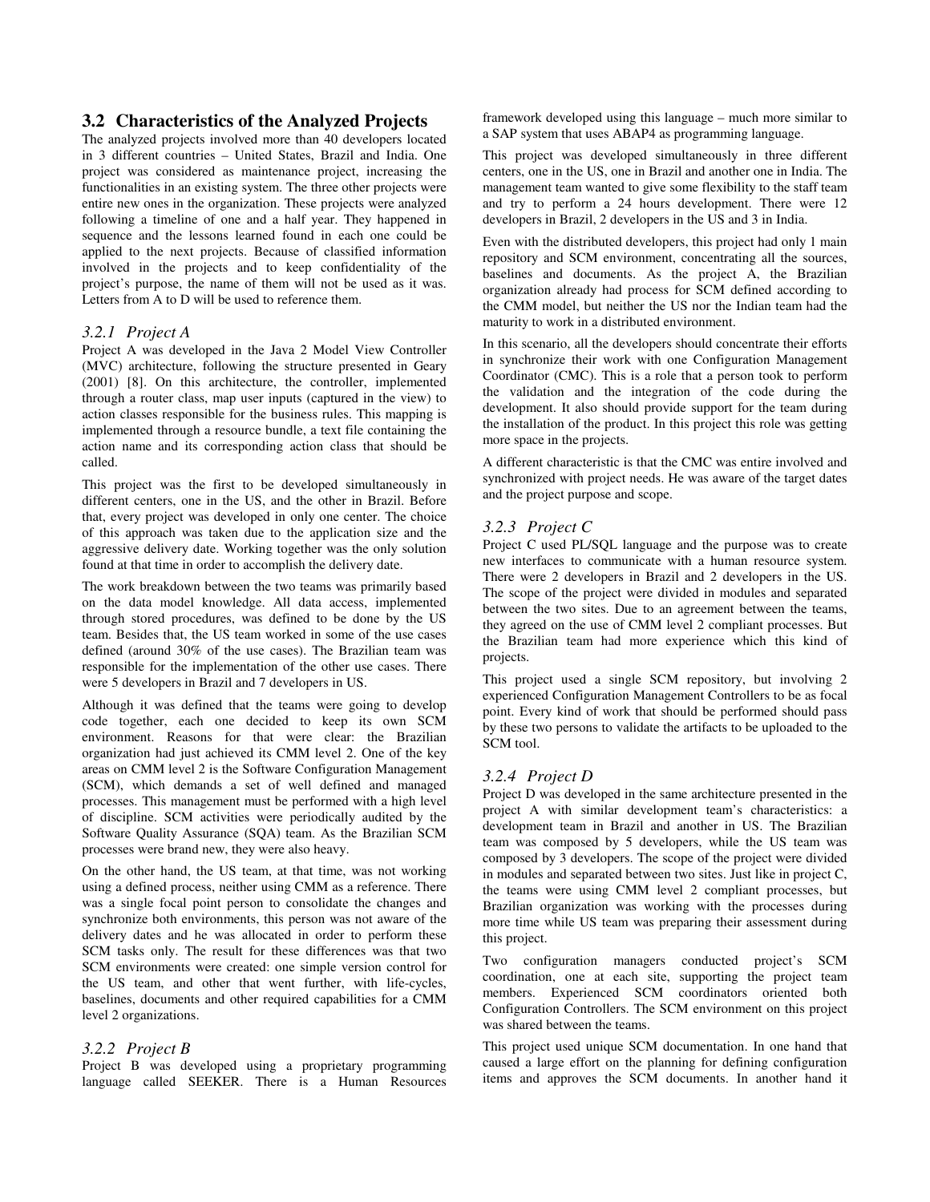## 3.2 Characteristics of the Analyzed Projects

The analyzed projects involved more than 40 developers located in 3 different countries – United States, Brazil and India. One project was considered as maintenance project, increasing the functionalities in an existing system. The three other projects were entire new ones in the organization. These projects were analyzed following a timeline of one and a half year. They happened in sequence and the lessons learned found in each one could be applied to the next projects. Because of classified information involved in the projects and to keep confidentiality of the project's purpose, the name of them will not be used as it was. Letters from A to D will be used to reference them.

### *3.2.1 Project A*

Project A was developed in the Java 2 Model View Controller (MVC) architecture, following the structure presented in Geary (2001) [8]. On this architecture, the controller, implemented through a router class, map user inputs (captured in the view) to action classes responsible for the business rules. This mapping is implemented through a resource bundle, a text file containing the action name and its corresponding action class that should be called.

This project was the first to be developed simultaneously in different centers, one in the US, and the other in Brazil. Before that, every project was developed in only one center. The choice of this approach was taken due to the application size and the aggressive delivery date. Working together was the only solution found at that time in order to accomplish the delivery date.

The work breakdown between the two teams was primarily based on the data model knowledge. All data access, implemented through stored procedures, was defined to be done by the US team. Besides that, the US team worked in some of the use cases defined (around 30% of the use cases). The Brazilian team was responsible for the implementation of the other use cases. There were 5 developers in Brazil and 7 developers in US.

Although it was defined that the teams were going to develop code together, each one decided to keep its own SCM environment. Reasons for that were clear: the Brazilian organization had just achieved its CMM level 2. One of the key areas on CMM level 2 is the Software Configuration Management (SCM), which demands a set of well defined and managed processes. This management must be performed with a high level of discipline. SCM activities were periodically audited by the Software Quality Assurance (SQA) team. As the Brazilian SCM processes were brand new, they were also heavy.

On the other hand, the US team, at that time, was not working using a defined process, neither using CMM as a reference. There was a single focal point person to consolidate the changes and synchronize both environments, this person was not aware of the delivery dates and he was allocated in order to perform these SCM tasks only. The result for these differences was that two SCM environments were created: one simple version control for the US team, and other that went further, with life-cycles, baselines, documents and other required capabilities for a CMM level 2 organizations.

### *3.2.2 Project B*

Project B was developed using a proprietary programming language called SEEKER. There is a Human Resources framework developed using this language – much more similar to a SAP system that uses ABAP4 as programming language.

This project was developed simultaneously in three different centers, one in the US, one in Brazil and another one in India. The management team wanted to give some flexibility to the staff team and try to perform a 24 hours development. There were 12 developers in Brazil, 2 developers in the US and 3 in India.

Even with the distributed developers, this project had only 1 main repository and SCM environment, concentrating all the sources, baselines and documents. As the project A, the Brazilian organization already had process for SCM defined according to the CMM model, but neither the US nor the Indian team had the maturity to work in a distributed environment.

In this scenario, all the developers should concentrate their efforts in synchronize their work with one Configuration Management Coordinator (CMC). This is a role that a person took to perform the validation and the integration of the code during the development. It also should provide support for the team during the installation of the product. In this project this role was getting more space in the projects.

A different characteristic is that the CMC was entire involved and synchronized with project needs. He was aware of the target dates and the project purpose and scope.

### *3.2.3 Project C*

Project C used PL/SQL language and the purpose was to create new interfaces to communicate with a human resource system. There were 2 developers in Brazil and 2 developers in the US. The scope of the project were divided in modules and separated between the two sites. Due to an agreement between the teams, they agreed on the use of CMM level 2 compliant processes. But the Brazilian team had more experience which this kind of projects.

This project used a single SCM repository, but involving 2 experienced Configuration Management Controllers to be as focal point. Every kind of work that should be performed should pass by these two persons to validate the artifacts to be uploaded to the SCM tool.

### *3.2.4 Project D*

Project D was developed in the same architecture presented in the project A with similar development team's characteristics: a development team in Brazil and another in US. The Brazilian team was composed by 5 developers, while the US team was composed by 3 developers. The scope of the project were divided in modules and separated between two sites. Just like in project C, the teams were using CMM level 2 compliant processes, but Brazilian organization was working with the processes during more time while US team was preparing their assessment during this project.

Two configuration managers conducted project's SCM coordination, one at each site, supporting the project team members. Experienced SCM coordinators oriented both Configuration Controllers. The SCM environment on this project was shared between the teams.

This project used unique SCM documentation. In one hand that caused a large effort on the planning for defining configuration items and approves the SCM documents. In another hand it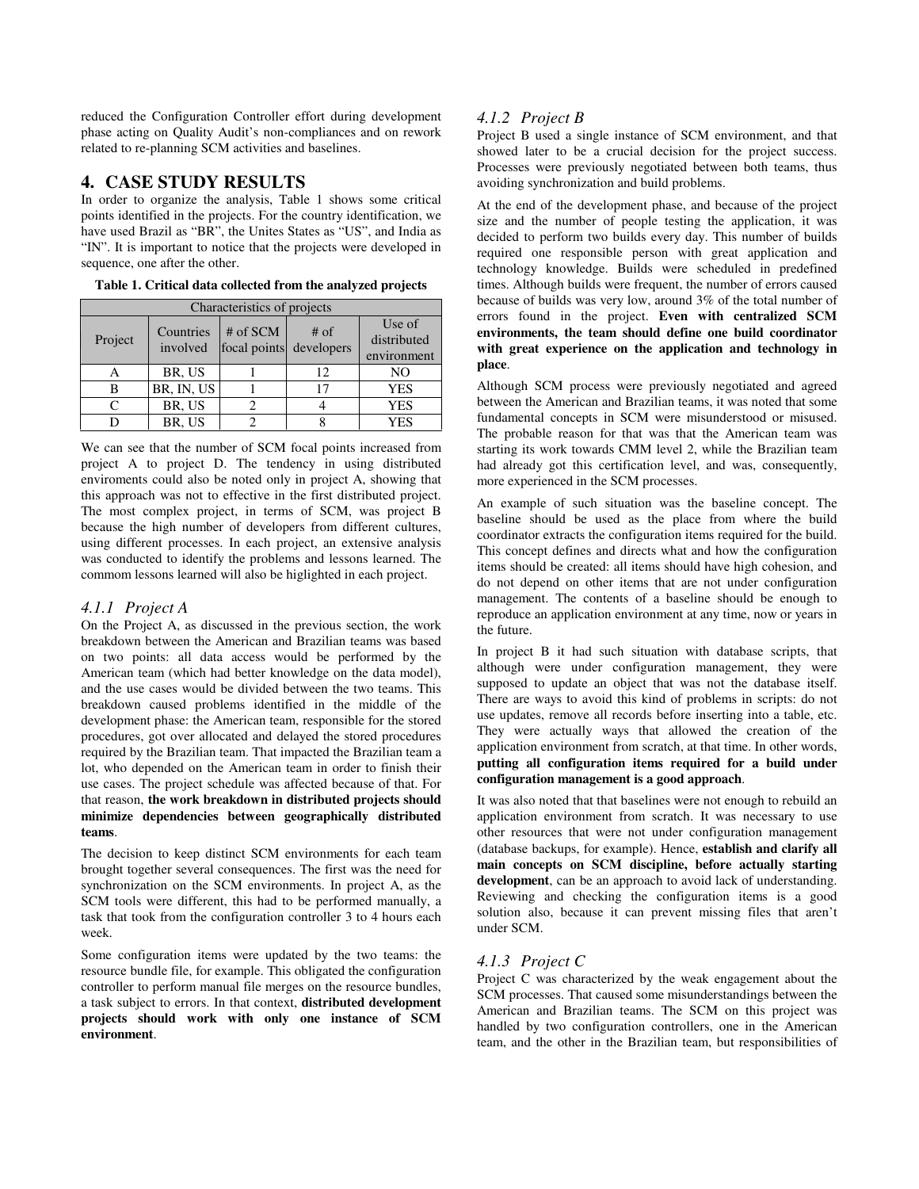reduced the Configuration Controller effort during development phase acting on Quality Audit's non-compliances and on rework related to re-planning SCM activities and baselines.

## 4. CASE STUDY RESULTS

In order to organize the analysis, Table 1 shows some critical points identified in the projects. For the country identification, we have used Brazil as "BR", the Unites States as "US", and India as "IN". It is important to notice that the projects were developed in sequence, one after the other.

**Table 1. Critical data collected from the analyzed projects**

| Characteristics of projects | | | | |
|---|---|---|---|---|
| Project | Countries involved | # of SCM focal points | # of developers | Use of distributed environment |
| A | BR, US | 1 | 12 | NO |
| B | BR, IN, US | 1 | 17 | YES |
| C | BR, US | 2 | 4 | YES |
| D | BR, US | 2 | 8 | YES |

We can see that the number of SCM focal points increased from project A to project D. The tendency in using distributed enviroments could also be noted only in project A, showing that this approach was not to effective in the first distributed project. The most complex project, in terms of SCM, was project B because the high number of developers from different cultures, using different processes. In each project, an extensive analysis was conducted to identify the problems and lessons learned. The commom lessons learned will also be higlighted in each project.

### *4.1.1 Project A*

On the Project A, as discussed in the previous section, the work breakdown between the American and Brazilian teams was based on two points: all data access would be performed by the American team (which had better knowledge on the data model), and the use cases would be divided between the two teams. This breakdown caused problems identified in the middle of the development phase: the American team, responsible for the stored procedures, got over allocated and delayed the stored procedures required by the Brazilian team. That impacted the Brazilian team a lot, who depended on the American team in order to finish their use cases. The project schedule was affected because of that. For that reason, **the work breakdown in distributed projects should minimize dependencies between geographically distributed teams**.

The decision to keep distinct SCM environments for each team brought together several consequences. The first was the need for synchronization on the SCM environments. In project A, as the SCM tools were different, this had to be performed manually, a task that took from the configuration controller 3 to 4 hours each week.

Some configuration items were updated by the two teams: the resource bundle file, for example. This obligated the configuration controller to perform manual file merges on the resource bundles, a task subject to errors. In that context, **distributed development projects should work with only one instance of SCM environment**.

### *4.1.2 Project B*

Project B used a single instance of SCM environment, and that showed later to be a crucial decision for the project success. Processes were previously negotiated between both teams, thus avoiding synchronization and build problems.

At the end of the development phase, and because of the project size and the number of people testing the application, it was decided to perform two builds every day. This number of builds required one responsible person with great application and technology knowledge. Builds were scheduled in predefined times. Although builds were frequent, the number of errors caused because of builds was very low, around 3% of the total number of errors found in the project. **Even with centralized SCM environments, the team should define one build coordinator with great experience on the application and technology in place**.

Although SCM process were previously negotiated and agreed between the American and Brazilian teams, it was noted that some fundamental concepts in SCM were misunderstood or misused. The probable reason for that was that the American team was starting its work towards CMM level 2, while the Brazilian team had already got this certification level, and was, consequently, more experienced in the SCM processes.

An example of such situation was the baseline concept. The baseline should be used as the place from where the build coordinator extracts the configuration items required for the build. This concept defines and directs what and how the configuration items should be created: all items should have high cohesion, and do not depend on other items that are not under configuration management. The contents of a baseline should be enough to reproduce an application environment at any time, now or years in the future.

In project B it had such situation with database scripts, that although were under configuration management, they were supposed to update an object that was not the database itself. There are ways to avoid this kind of problems in scripts: do not use updates, remove all records before inserting into a table, etc. They were actually ways that allowed the creation of the application environment from scratch, at that time. In other words, **putting all configuration items required for a build under configuration management is a good approach**.

It was also noted that that baselines were not enough to rebuild an application environment from scratch. It was necessary to use other resources that were not under configuration management (database backups, for example). Hence, **establish and clarify all main concepts on SCM discipline, before actually starting development**, can be an approach to avoid lack of understanding. Reviewing and checking the configuration items is a good solution also, because it can prevent missing files that aren't under SCM.

### *4.1.3 Project C*

Project C was characterized by the weak engagement about the SCM processes. That caused some misunderstandings between the American and Brazilian teams. The SCM on this project was handled by two configuration controllers, one in the American team, and the other in the Brazilian team, but responsibilities of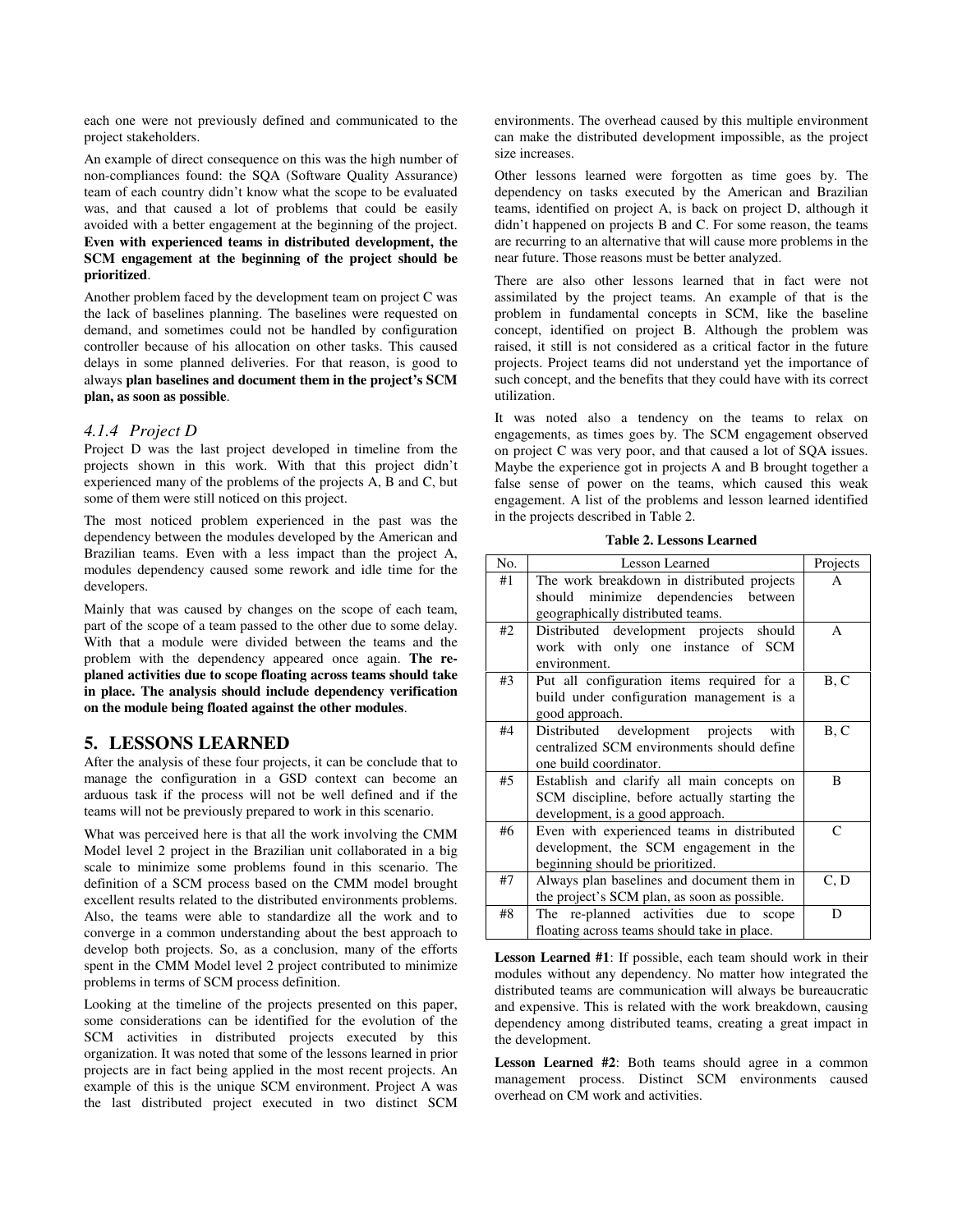each one were not previously defined and communicated to the project stakeholders.

An example of direct consequence on this was the high number of non-compliances found: the SQA (Software Quality Assurance) team of each country didn't know what the scope to be evaluated was, and that caused a lot of problems that could be easily avoided with a better engagement at the beginning of the project. **Even with experienced teams in distributed development, the SCM engagement at the beginning of the project should be prioritized**.

Another problem faced by the development team on project C was the lack of baselines planning. The baselines were requested on demand, and sometimes could not be handled by configuration controller because of his allocation on other tasks. This caused delays in some planned deliveries. For that reason, is good to always **plan baselines and document them in the project's SCM plan, as soon as possible**.

### *4.1.4 Project D*

Project D was the last project developed in timeline from the projects shown in this work. With that this project didn't experienced many of the problems of the projects A, B and C, but some of them were still noticed on this project.

The most noticed problem experienced in the past was the dependency between the modules developed by the American and Brazilian teams. Even with a less impact than the project A, modules dependency caused some rework and idle time for the developers.

Mainly that was caused by changes on the scope of each team, part of the scope of a team passed to the other due to some delay. With that a module were divided between the teams and the problem with the dependency appeared once again. **The re-planed activities due to scope floating across teams should take in place. The analysis should include dependency verification on the module being floated against the other modules**.

## 5. LESSONS LEARNED

After the analysis of these four projects, it can be conclude that to manage the configuration in a GSD context can become an arduous task if the process will not be well defined and if the teams will not be previously prepared to work in this scenario.

What was perceived here is that all the work involving the CMM Model level 2 project in the Brazilian unit collaborated in a big scale to minimize some problems found in this scenario. The definition of a SCM process based on the CMM model brought excellent results related to the distributed environments problems. Also, the teams were able to standardize all the work and to converge in a common understanding about the best approach to develop both projects. So, as a conclusion, many of the efforts spent in the CMM Model level 2 project contributed to minimize problems in terms of SCM process definition.

Looking at the timeline of the projects presented on this paper, some considerations can be identified for the evolution of the SCM activities in distributed projects executed by this organization. It was noted that some of the lessons learned in prior projects are in fact being applied in the most recent projects. An example of this is the unique SCM environment. Project A was the last distributed project executed in two distinct SCM environments. The overhead caused by this multiple environment can make the distributed development impossible, as the project size increases.

Other lessons learned were forgotten as time goes by. The dependency on tasks executed by the American and Brazilian teams, identified on project A, is back on project D, although it didn't happened on projects B and C. For some reason, the teams are recurring to an alternative that will cause more problems in the near future. Those reasons must be better analyzed.

There are also other lessons learned that in fact were not assimilated by the project teams. An example of that is the problem in fundamental concepts in SCM, like the baseline concept, identified on project B. Although the problem was raised, it still is not considered as a critical factor in the future projects. Project teams did not understand yet the importance of such concept, and the benefits that they could have with its correct utilization.

It was noted also a tendency on the teams to relax on engagements, as times goes by. The SCM engagement observed on project C was very poor, and that caused a lot of SQA issues. Maybe the experience got in projects A and B brought together a false sense of power on the teams, which caused this weak engagement. A list of the problems and lesson learned identified in the projects described in Table 2.

**Table 2. Lessons Learned**

| No. | Lesson Learned | Projects |
|---|---|---|
| #1 | The work breakdown in distributed projects should minimize dependencies between geographically distributed teams. | A |
| #2 | Distributed development projects should work with only one instance of SCM environment. | A |
| #3 | Put all configuration items required for a build under configuration management is a good approach. | B, C |
| #4 | Distributed development projects with centralized SCM environments should define one build coordinator. | B, C |
| #5 | Establish and clarify all main concepts on SCM discipline, before actually starting the development, is a good approach. | B |
| #6 | Even with experienced teams in distributed development, the SCM engagement in the beginning should be prioritized. | C |
| #7 | Always plan baselines and document them in the project's SCM plan, as soon as possible. | C, D |
| #8 | The re-planned activities due to scope floating across teams should take in place. | D |

**Lesson Learned #1**: If possible, each team should work in their modules without any dependency. No matter how integrated the distributed teams are communication will always be bureaucratic and expensive. This is related with the work breakdown, causing dependency among distributed teams, creating a great impact in the development.

**Lesson Learned #2**: Both teams should agree in a common management process. Distinct SCM environments caused overhead on CM work and activities.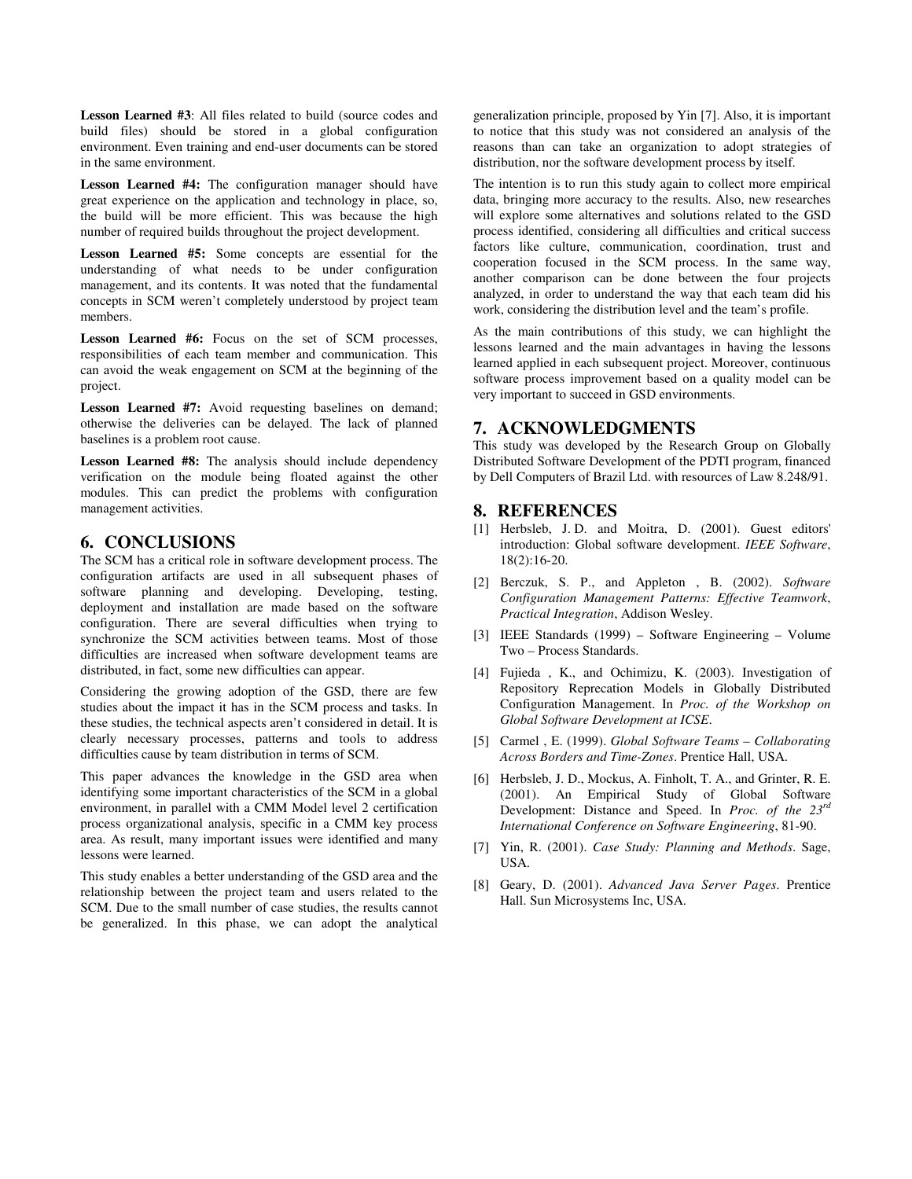**Lesson Learned #3**: All files related to build (source codes and build files) should be stored in a global configuration environment. Even training and end-user documents can be stored in the same environment.

**Lesson Learned #4:** The configuration manager should have great experience on the application and technology in place, so, the build will be more efficient. This was because the high number of required builds throughout the project development.

**Lesson Learned #5:** Some concepts are essential for the understanding of what needs to be under configuration management, and its contents. It was noted that the fundamental concepts in SCM weren't completely understood by project team members.

**Lesson Learned #6:** Focus on the set of SCM processes, responsibilities of each team member and communication. This can avoid the weak engagement on SCM at the beginning of the project.

**Lesson Learned #7:** Avoid requesting baselines on demand; otherwise the deliveries can be delayed. The lack of planned baselines is a problem root cause.

**Lesson Learned #8:** The analysis should include dependency verification on the module being floated against the other modules. This can predict the problems with configuration management activities.

## 6. CONCLUSIONS

The SCM has a critical role in software development process. The configuration artifacts are used in all subsequent phases of software planning and developing. Developing, testing, deployment and installation are made based on the software configuration. There are several difficulties when trying to synchronize the SCM activities between teams. Most of those difficulties are increased when software development teams are distributed, in fact, some new difficulties can appear.

Considering the growing adoption of the GSD, there are few studies about the impact it has in the SCM process and tasks. In these studies, the technical aspects aren't considered in detail. It is clearly necessary processes, patterns and tools to address difficulties cause by team distribution in terms of SCM.

This paper advances the knowledge in the GSD area when identifying some important characteristics of the SCM in a global environment, in parallel with a CMM Model level 2 certification process organizational analysis, specific in a CMM key process area. As result, many important issues were identified and many lessons were learned.

This study enables a better understanding of the GSD area and the relationship between the project team and users related to the SCM. Due to the small number of case studies, the results cannot be generalized. In this phase, we can adopt the analytical generalization principle, proposed by Yin [7]. Also, it is important to notice that this study was not considered an analysis of the reasons than can take an organization to adopt strategies of distribution, nor the software development process by itself.

The intention is to run this study again to collect more empirical data, bringing more accuracy to the results. Also, new researches will explore some alternatives and solutions related to the GSD process identified, considering all difficulties and critical success factors like culture, communication, coordination, trust and cooperation focused in the SCM process. In the same way, another comparison can be done between the four projects analyzed, in order to understand the way that each team did his work, considering the distribution level and the team's profile.

As the main contributions of this study, we can highlight the lessons learned and the main advantages in having the lessons learned applied in each subsequent project. Moreover, continuous software process improvement based on a quality model can be very important to succeed in GSD environments.

## 7. ACKNOWLEDGMENTS

This study was developed by the Research Group on Globally Distributed Software Development of the PDTI program, financed by Dell Computers of Brazil Ltd. with resources of Law 8.248/91.

## 8. REFERENCES

[1] Herbsleb, J. D. and Moitra, D. (2001). Guest editors' introduction: Global software development. *IEEE Software*, 18(2):16-20.

[2] Berczuk, S. P., and Appleton , B. (2002). *Software Configuration Management Patterns: Effective Teamwork, Practical Integration*, Addison Wesley.

[3] IEEE Standards (1999) – Software Engineering – Volume Two – Process Standards.

[4] Fujieda , K., and Ochimizu, K. (2003). Investigation of Repository Reprecation Models in Globally Distributed Configuration Management. In *Proc. of the Workshop on Global Software Development at ICSE*.

[5] Carmel , E. (1999). *Global Software Teams – Collaborating Across Borders and Time-Zones*. Prentice Hall, USA.

[6] Herbsleb, J. D., Mockus, A. Finholt, T. A., and Grinter, R. E. (2001). An Empirical Study of Global Software Development: Distance and Speed. In *Proc. of the 23rd International Conference on Software Engineering*, 81-90.

[7] Yin, R. (2001). *Case Study: Planning and Methods*. Sage, USA.

[8] Geary, D. (2001). *Advanced Java Server Pages*. Prentice Hall. Sun Microsystems Inc, USA.